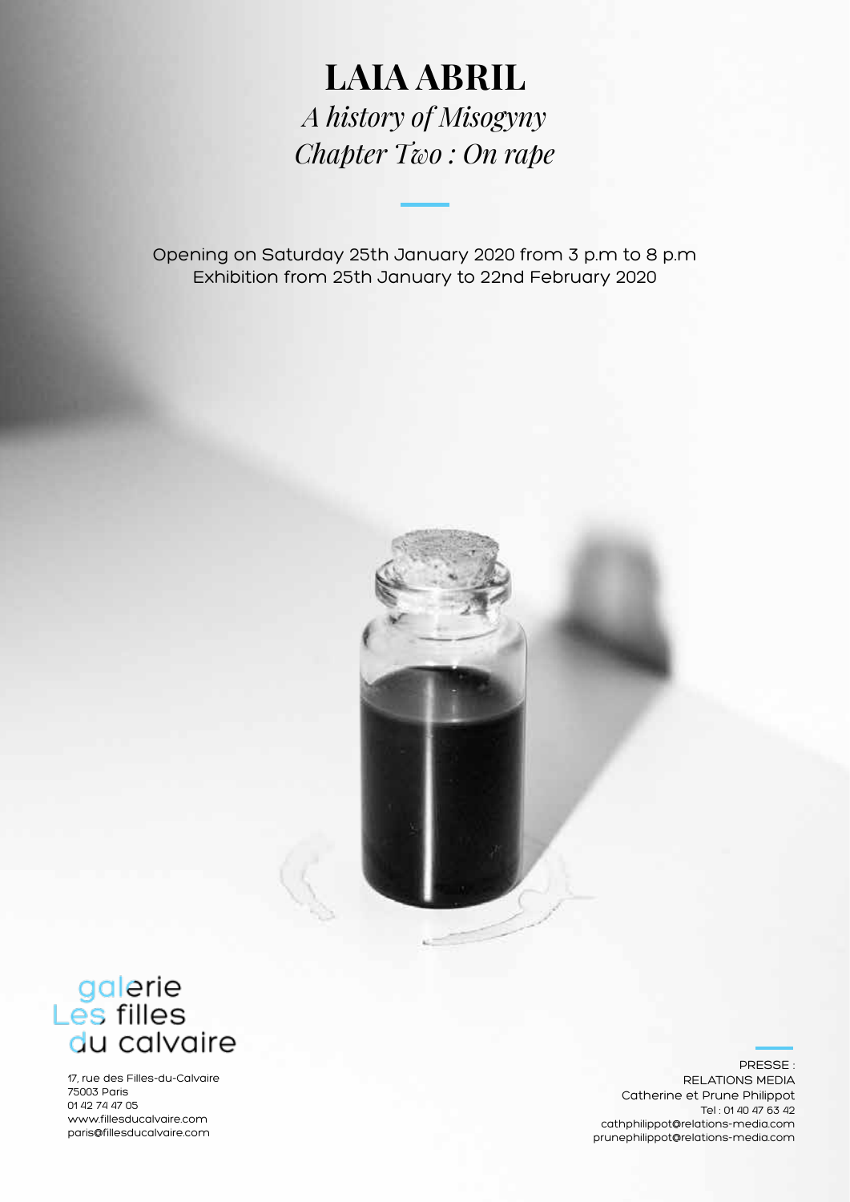# LAIA ABRIL

## *A history of Misogyny*
## *Chapter Two : On rape*

Opening on Saturday 25th January 2020 from 3 p.m to 8 p.m
Exhibition from 25th January to 22nd February 2020

galerie
Les filles
du calvaire

17, rue des Filles-du-Calvaire
75003 Paris
01 42 74 47 05
www.fillesducalvaire.com
paris@fillesducalvaire.com

PRESSE :
RELATIONS MEDIA
Catherine et Prune Philippot
Tel : 01 40 47 63 42
cathphilippot@relations-media.com
prunephilippot@relations-media.com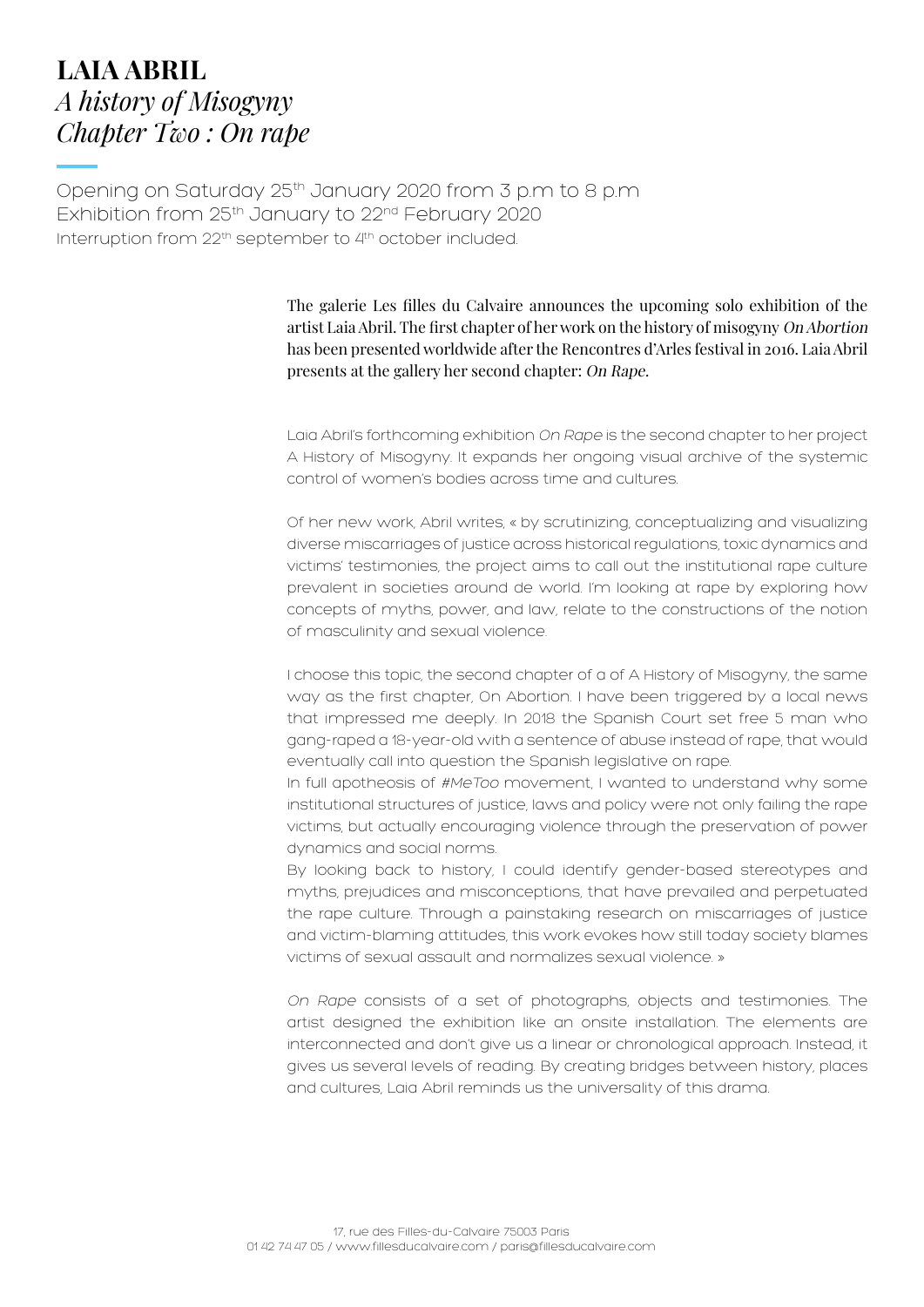# LAIA ABRIL
## *A history of Misogyny*
## *Chapter Two : On rape*

Opening on Saturday 25th January 2020 from 3 p.m to 8 p.m
Exhibition from 25th January to 22nd February 2020
Interruption from 22th september to 4th october included.

The galerie Les filles du Calvaire announces the upcoming solo exhibition of the artist Laia Abril. The first chapter of her work on the history of misogyny *On Abortion* has been presented worldwide after the Rencontres d'Arles festival in 2016. Laia Abril presents at the gallery her second chapter: *On Rape.*

Laia Abril's forthcoming exhibition *On Rape* is the second chapter to her project A History of Misogyny. It expands her ongoing visual archive of the systemic control of women's bodies across time and cultures.

Of her new work, Abril writes, « by scrutinizing, conceptualizing and visualizing diverse miscarriages of justice across historical regulations, toxic dynamics and victims' testimonies, the project aims to call out the institutional rape culture prevalent in societies around de world. I'm looking at rape by exploring how concepts of myths, power, and law, relate to the constructions of the notion of masculinity and sexual violence.

I choose this topic, the second chapter of a of A History of Misogyny, the same way as the first chapter, On Abortion. I have been triggered by a local news that impressed me deeply. In 2018 the Spanish Court set free 5 man who gang-raped a 18-year-old with a sentence of abuse instead of rape, that would eventually call into question the Spanish legislative on rape.
In full apotheosis of *#MeToo* movement, I wanted to understand why some institutional structures of justice, laws and policy were not only failing the rape victims, but actually encouraging violence through the preservation of power dynamics and social norms.
By looking back to history, I could identify gender-based stereotypes and myths, prejudices and misconceptions, that have prevailed and perpetuated the rape culture. Through a painstaking research on miscarriages of justice and victim-blaming attitudes, this work evokes how still today society blames victims of sexual assault and normalizes sexual violence. »

*On Rape* consists of a set of photographs, objects and testimonies. The artist designed the exhibition like an onsite installation. The elements are interconnected and don't give us a linear or chronological approach. Instead, it gives us several levels of reading. By creating bridges between history, places and cultures, Laia Abril reminds us the universality of this drama.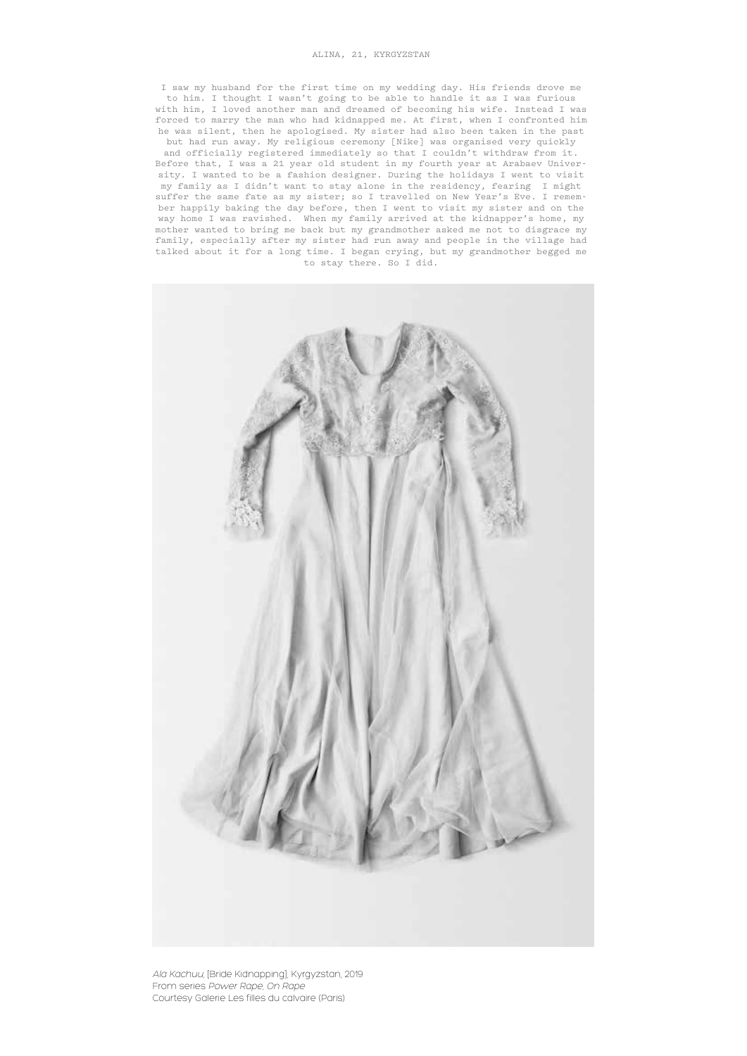ALINA, 21, KYRGYZSTAN

I saw my husband for the first time on my wedding day. His friends drove me to him. I thought I wasn't going to be able to handle it as I was furious with him, I loved another man and dreamed of becoming his wife. Instead I was forced to marry the man who had kidnapped me. At first, when I confronted him he was silent, then he apologised. My sister had also been taken in the past but had run away. My religious ceremony [Nike] was organised very quickly and officially registered immediately so that I couldn't withdraw from it. Before that, I was a 21 year old student in my fourth year at Arabaev University. I wanted to be a fashion designer. During the holidays I went to visit my family as I didn't want to stay alone in the residency, fearing I might suffer the same fate as my sister; so I travelled on New Year's Eve. I remember happily baking the day before, then I went to visit my sister and on the way home I was ravished. When my family arrived at the kidnapper's home, my mother wanted to bring me back but my grandmother asked me not to disgrace my family, especially after my sister had run away and people in the village had talked about it for a long time. I began crying, but my grandmother begged me to stay there. So I did.

*Ala Kachuu*, [Bride Kidnapping], Kyrgyzstan, 2019
From series *Power Rape, On Rape*
Courtesy Galerie Les filles du calvaire (Paris)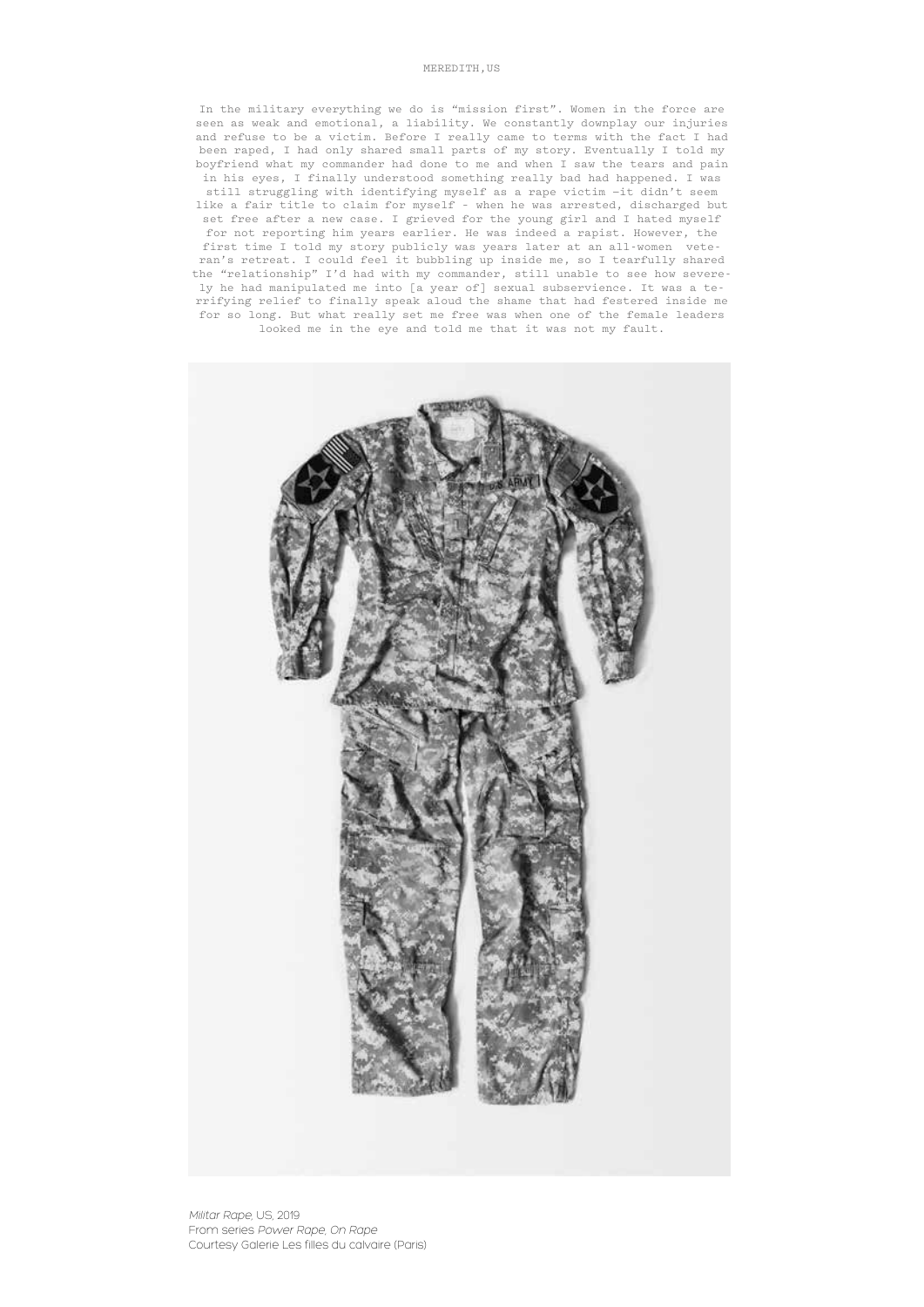MEREDITH,US

In the military everything we do is "mission first". Women in the force are seen as weak and emotional, a liability. We constantly downplay our injuries and refuse to be a victim. Before I really came to terms with the fact I had been raped, I had only shared small parts of my story. Eventually I told my boyfriend what my commander had done to me and when I saw the tears and pain in his eyes, I finally understood something really bad had happened. I was still struggling with identifying myself as a rape victim –it didn't seem like a fair title to claim for myself - when he was arrested, discharged but set free after a new case. I grieved for the young girl and I hated myself for not reporting him years earlier. He was indeed a rapist. However, the first time I told my story publicly was years later at an all-women veteran's retreat. I could feel it bubbling up inside me, so I tearfully shared the "relationship" I'd had with my commander, still unable to see how severely he had manipulated me into [a year of] sexual subservience. It was a terrifying relief to finally speak aloud the shame that had festered inside me for so long. But what really set me free was when one of the female leaders looked me in the eye and told me that it was not my fault.

*Militar Rape*, US, 2019
From series *Power Rape, On Rape*
Courtesy Galerie Les filles du calvaire (Paris)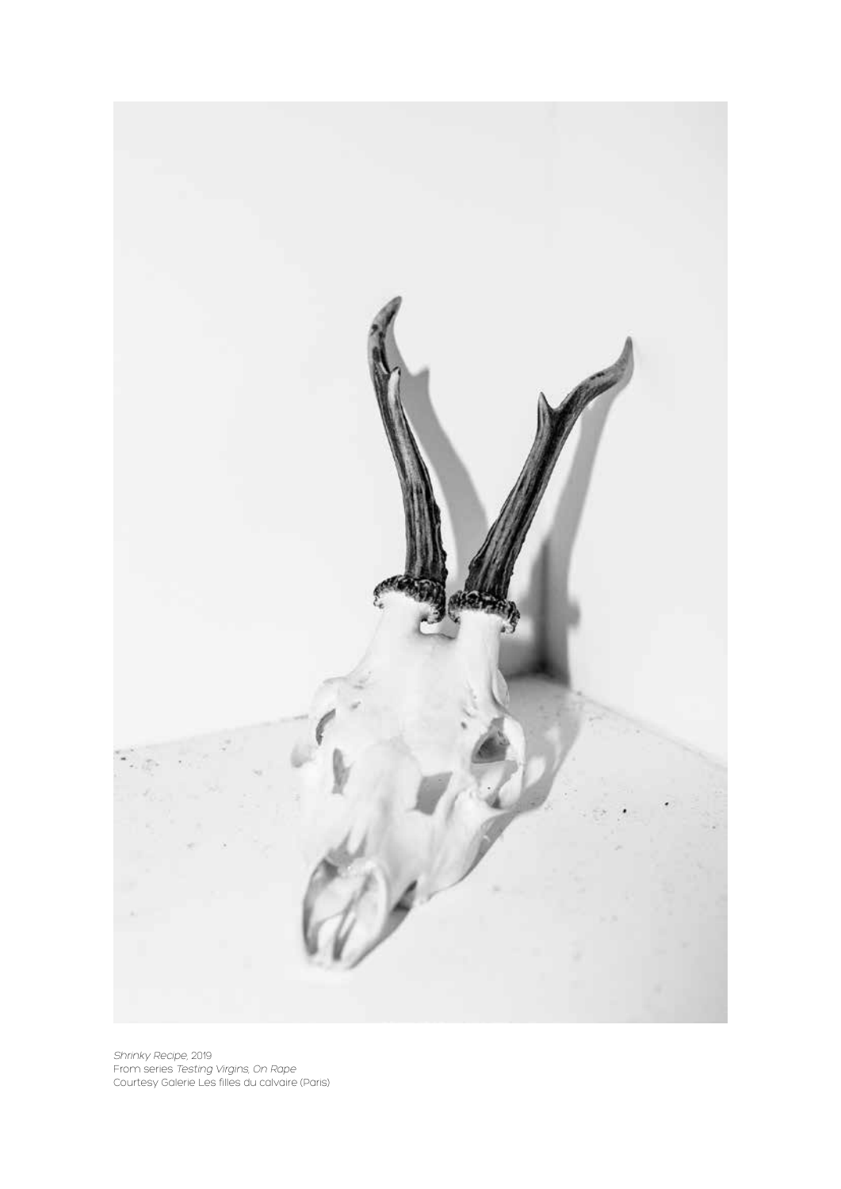*Shrinky Recipe*, 2019
From series *Testing Virgins, On Rape*
Courtesy Galerie Les filles du calvaire (Paris)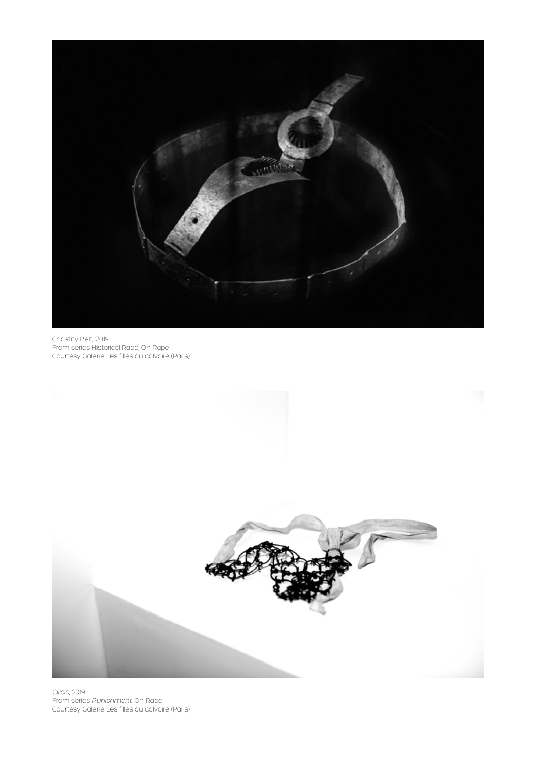Chastity Belt, 2019
From series Historical Rape, On Rape
Courtesy Galerie Les filles du calvaire (Paris)

*Cilicio*, 2019
From series *Punishment*, On Rape
Courtesy Galerie Les filles du calvaire (Paris)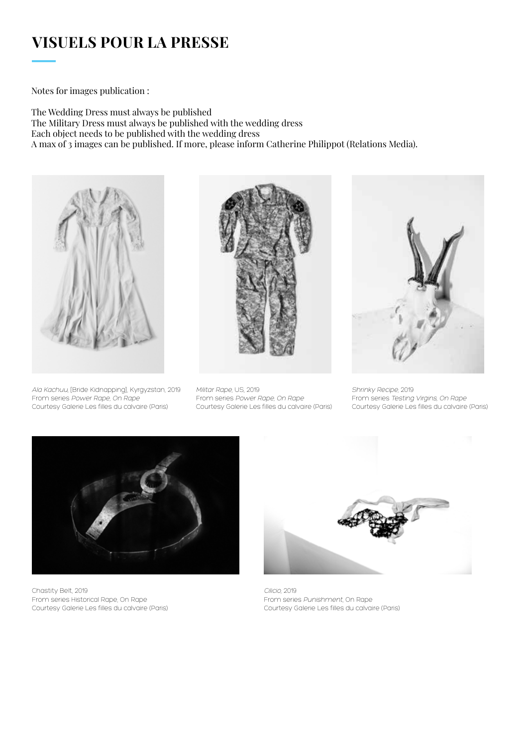# VISUELS POUR LA PRESSE

Notes for images publication :

The Wedding Dress must always be published
The Military Dress must always be published with the wedding dress
Each object needs to be published with the wedding dress
A max of 3 images can be published. If more, please inform Catherine Philippot (Relations Media).

*Ala Kachuu*, [Bride Kidnapping], Kyrgyzstan, 2019
From series *Power Rape, On Rape*
Courtesy Galerie Les filles du calvaire (Paris)

*Militar Rape*, US, 2019
From series *Power Rape, On Rape*
Courtesy Galerie Les filles du calvaire (Paris)

*Shrinky Recipe*, 2019
From series *Testing Virgins, On Rape*
Courtesy Galerie Les filles du calvaire (Paris)

Chastity Belt, 2019
From series Historical Rape, On Rape
Courtesy Galerie Les filles du calvaire (Paris)

*Cilicio*, 2019
From series *Punishment*, On Rape
Courtesy Galerie Les filles du calvaire (Paris)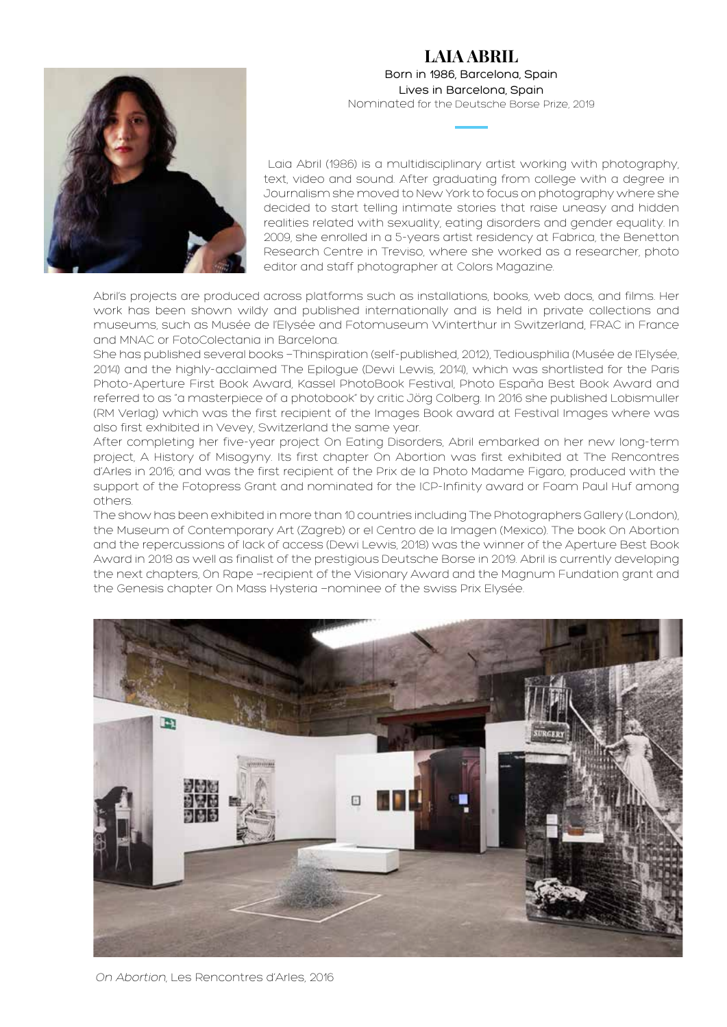# LAIA ABRIL

Born in 1986, Barcelona, Spain
Lives in Barcelona, Spain
Nominated for the Deutsche Borse Prize, 2019

Laia Abril (1986) is a multidisciplinary artist working with photography, text, video and sound. After graduating from college with a degree in Journalism she moved to New York to focus on photography where she decided to start telling intimate stories that raise uneasy and hidden realities related with sexuality, eating disorders and gender equality. In 2009, she enrolled in a 5-years artist residency at Fabrica, the Benetton Research Centre in Treviso, where she worked as a researcher, photo editor and staff photographer at Colors Magazine.

Abril's projects are produced across platforms such as installations, books, web docs, and films. Her work has been shown wildy and published internationally and is held in private collections and museums, such as Musée de l'Elysée and Fotomuseum Winterthur in Switzerland, FRAC in France and MNAC or FotoColectania in Barcelona.

She has published several books –Thinspiration (self-published, 2012), Tediousphilia (Musée de l'Elysée, 2014) and the highly-acclaimed The Epilogue (Dewi Lewis, 2014), which was shortlisted for the Paris Photo-Aperture First Book Award, Kassel PhotoBook Festival, Photo España Best Book Award and referred to as "a masterpiece of a photobook" by critic Jörg Colberg. In 2016 she published Lobismuller (RM Verlag) which was the first recipient of the Images Book award at Festival Images where was also first exhibited in Vevey, Switzerland the same year.

After completing her five-year project On Eating Disorders, Abril embarked on her new long-term project, A History of Misogyny. Its first chapter On Abortion was first exhibited at The Rencontres d'Arles in 2016; and was the first recipient of the Prix de la Photo Madame Figaro, produced with the support of the Fotopress Grant and nominated for the ICP-Infinity award or Foam Paul Huf among others.

The show has been exhibited in more than 10 countries including The Photographers Gallery (London), the Museum of Contemporary Art (Zagreb) or el Centro de la Imagen (Mexico). The book On Abortion and the repercussions of lack of access (Dewi Lewis, 2018) was the winner of the Aperture Best Book Award in 2018 as well as finalist of the prestigious Deutsche Borse in 2019. Abril is currently developing the next chapters, On Rape –recipient of the Visionary Award and the Magnum Fundation grant and the Genesis chapter On Mass Hysteria –nominee of the swiss Prix Elysée.

*On Abortion*, Les Rencontres d'Arles, 2016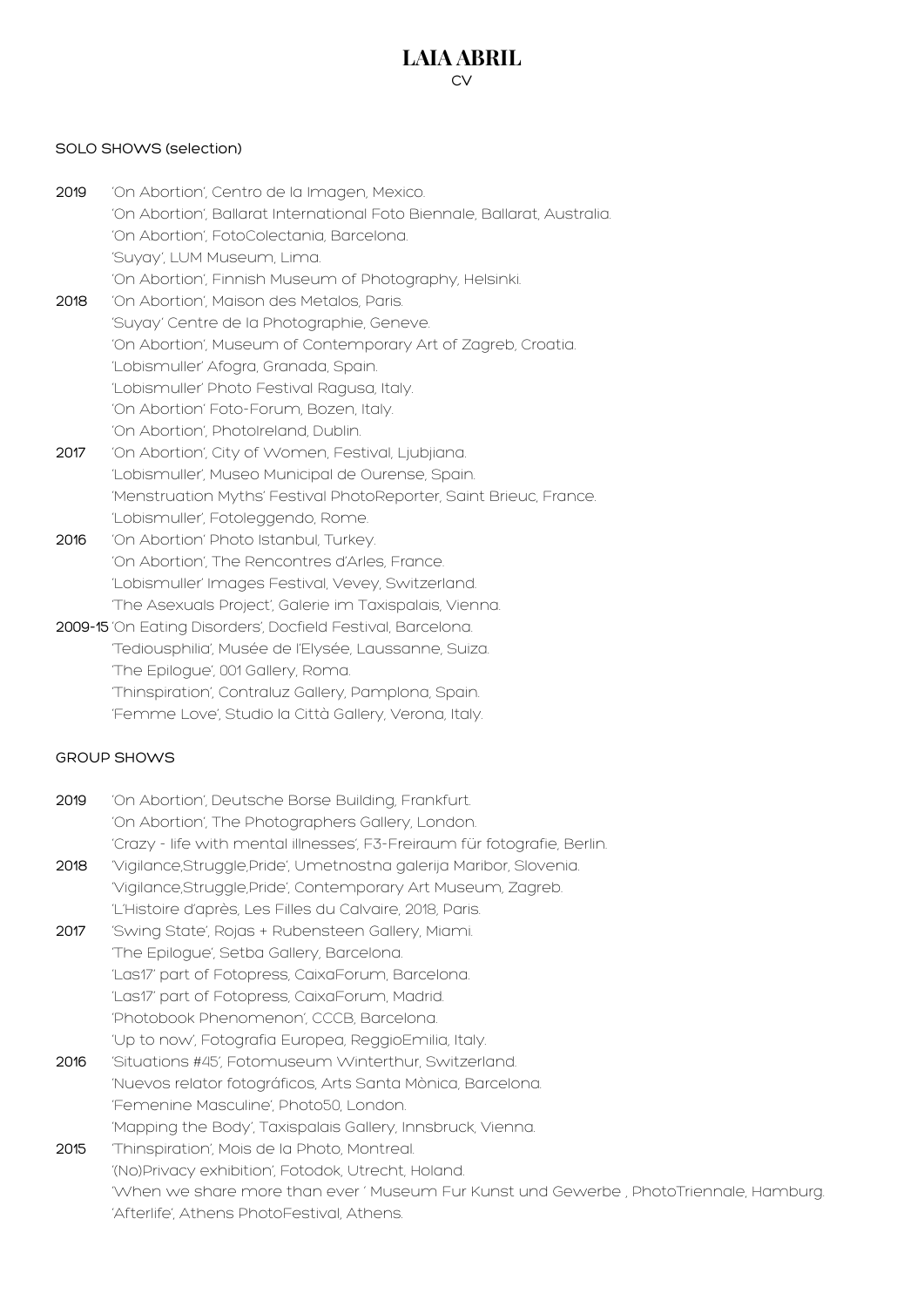# LAIA ABRIL

CV

## SOLO SHOWS (selection)

**2019** 'On Abortion', Centro de la Imagen, Mexico.
'On Abortion', Ballarat International Foto Biennale, Ballarat, Australia.
'On Abortion', FotoColectania, Barcelona.
'Suyay', LUM Museum, Lima.
'On Abortion', Finnish Museum of Photography, Helsinki.

**2018** 'On Abortion', Maison des Metalos, Paris.
'Suyay' Centre de la Photographie, Geneve.
'On Abortion', Museum of Contemporary Art of Zagreb, Croatia.
'Lobismuller' Afogra, Granada, Spain.
'Lobismuller' Photo Festival Ragusa, Italy.
'On Abortion' Foto-Forum, Bozen, Italy.
'On Abortion', PhotoIreland, Dublin.

**2017** 'On Abortion', City of Women, Festival, Ljubjiana.
'Lobismuller', Museo Municipal de Ourense, Spain.
'Menstruation Myths' Festival PhotoReporter, Saint Brieuc, France.
'Lobismuller', Fotoleggendo, Rome.

**2016** 'On Abortion' Photo Istanbul, Turkey.
'On Abortion', The Rencontres d'Arles, France.
'Lobismuller' Images Festival, Vevey, Switzerland.
'The Asexuals Project', Galerie im Taxispalais, Vienna.

**2009-15** 'On Eating Disorders', Docfield Festival, Barcelona.
'Tediousphilia', Musée de l'Elysée, Laussanne, Suiza.
'The Epilogue', 001 Gallery, Roma.
'Thinspiration', Contraluz Gallery, Pamplona, Spain.
'Femme Love', Studio la Città Gallery, Verona, Italy.

## GROUP SHOWS

**2019** 'On Abortion', Deutsche Borse Building, Frankfurt.
'On Abortion', The Photographers Gallery, London.
'Crazy - life with mental illnesses', F3-Freiraum für fotografie, Berlin.

**2018** 'Vigilance,Struggle,Pride', Umetnostna galerija Maribor, Slovenia.
'Vigilance,Struggle,Pride', Contemporary Art Museum, Zagreb.
'L'Histoire d'après, Les Filles du Calvaire, 2018, Paris.

**2017** 'Swing State', Rojas + Rubensteen Gallery, Miami.
'The Epilogue', Setba Gallery, Barcelona.
'Las17' part of Fotopress, CaixaForum, Barcelona.
'Las17' part of Fotopress, CaixaForum, Madrid.
'Photobook Phenomenon', CCCB, Barcelona.
'Up to now', Fotografia Europea, ReggioEmilia, Italy.

**2016** 'Situations #45', Fotomuseum Winterthur, Switzerland.
'Nuevos relator fotográficos, Arts Santa Mònica, Barcelona.
'Femenine Masculine', Photo50, London.
'Mapping the Body', Taxispalais Gallery, Innsbruck, Vienna.

**2015** 'Thinspiration', Mois de la Photo, Montreal.
'(No)Privacy exhibition', Fotodok, Utrecht, Holand.
'When we share more than ever ' Museum Fur Kunst und Gewerbe , PhotoTriennale, Hamburg.
'Afterlife', Athens PhotoFestival, Athens.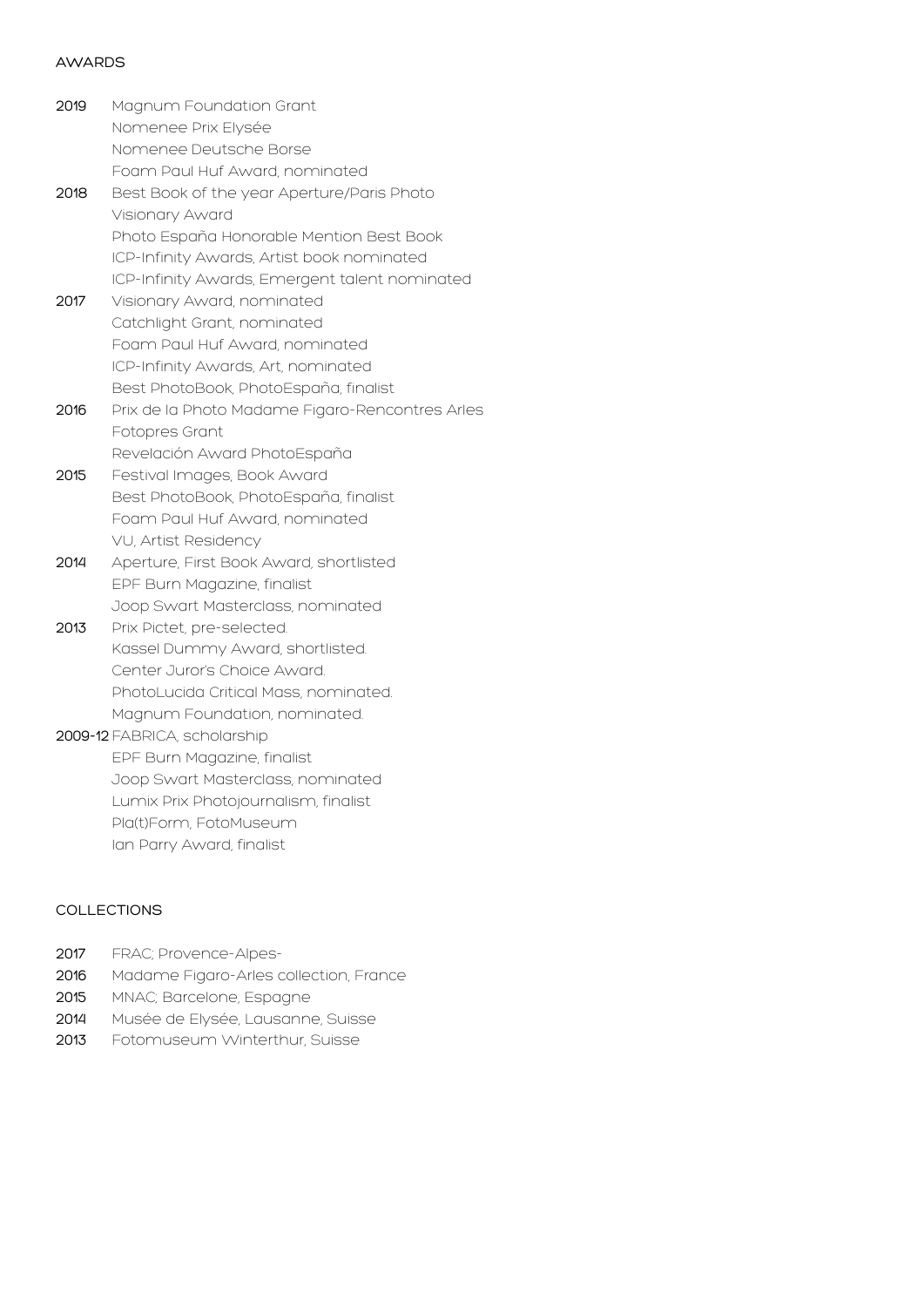## AWARDS

**2019** Magnum Foundation Grant
Nomenee Prix Elysée
Nomenee Deutsche Borse
Foam Paul Huf Award, nominated

**2018** Best Book of the year Aperture/Paris Photo
Visionary Award
Photo España Honorable Mention Best Book
ICP-Infinity Awards, Artist book nominated
ICP-Infinity Awards, Emergent talent nominated

**2017** Visionary Award, nominated
Catchlight Grant, nominated
Foam Paul Huf Award, nominated
ICP-Infinity Awards, Art, nominated
Best PhotoBook, PhotoEspaña, finalist

**2016** Prix de la Photo Madame Figaro-Rencontres Arles
Fotopres Grant
Revelación Award PhotoEspaña

**2015** Festival Images, Book Award
Best PhotoBook, PhotoEspaña, finalist
Foam Paul Huf Award, nominated
VU, Artist Residency

**2014** Aperture, First Book Award, shortlisted
EPF Burn Magazine, finalist
Joop Swart Masterclass, nominated

**2013** Prix Pictet, pre-selected.
Kassel Dummy Award, shortlisted.
Center Juror's Choice Award.
PhotoLucida Critical Mass, nominated.
Magnum Foundation, nominated.

**2009-12** FABRICA, scholarship
EPF Burn Magazine, finalist
Joop Swart Masterclass, nominated
Lumix Prix Photojournalism, finalist
Pla(t)Form, FotoMuseum
Ian Parry Award, finalist

## COLLECTIONS

**2017** FRAC; Provence-Alpes-
**2016** Madame Figaro-Arles collection, France
**2015** MNAC; Barcelone, Espagne
**2014** Musée de Elysée, Lausanne, Suisse
**2013** Fotomuseum Winterthur, Suisse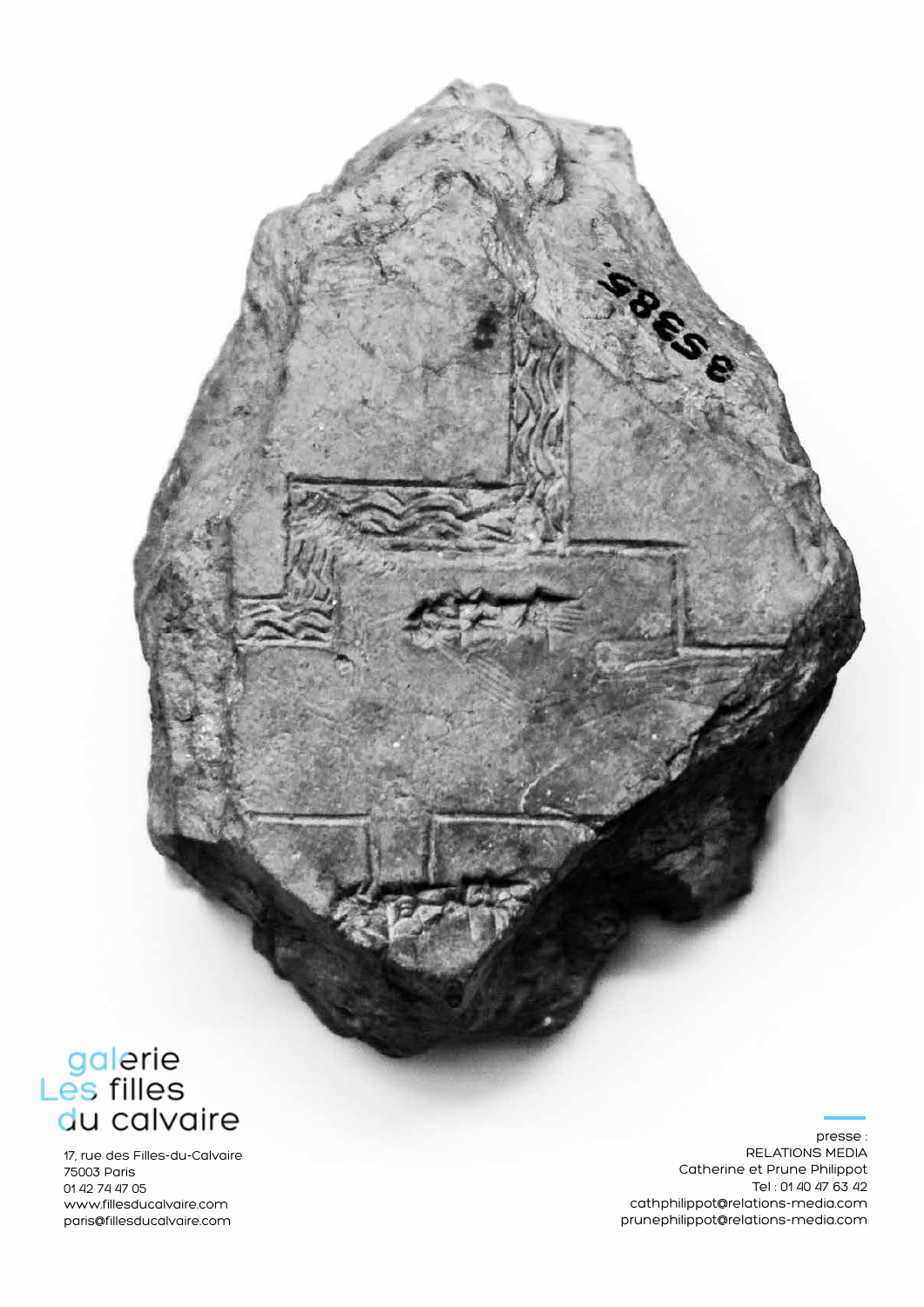galerie
Les filles
du calvaire

17, rue des Filles-du-Calvaire
75003 Paris
01 42 74 47 05
www.fillesducalvaire.com
paris@fillesducalvaire.com

presse :
RELATIONS MEDIA
Catherine et Prune Philippot
Tel : 01 40 47 63 42
cathphilippot@relations-media.com
prunephilippot@relations-media.com